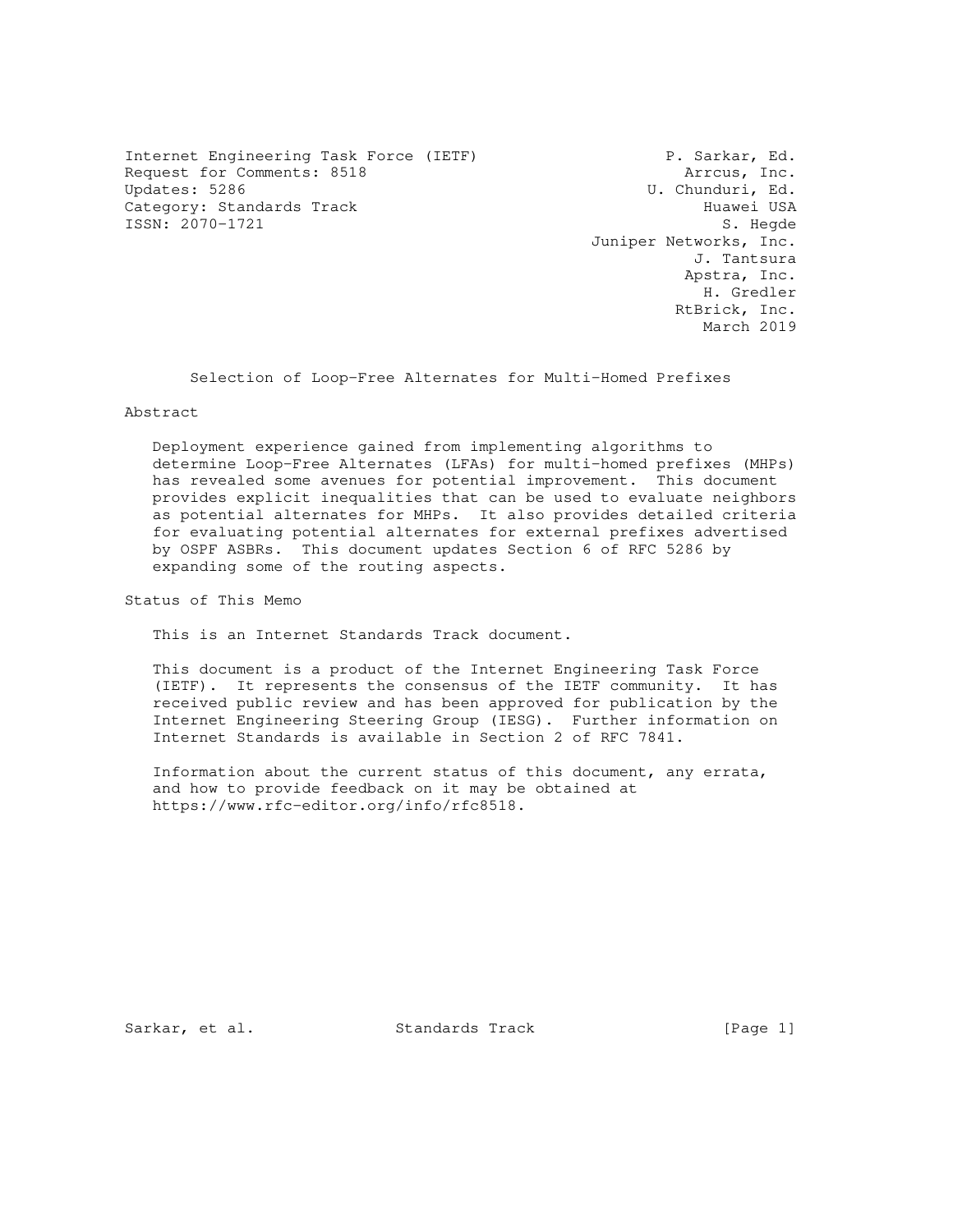Internet Engineering Task Force (IETF) P. Sarkar, Ed.
Request for Comments: 8518 Arrcus, Inc.
Updates: 5286 U. Chunduri, Ed.
Category: Standards Track Huawei USA
ISSN: 2070-1721 S. Hegde
Juniper Networks, Inc.
J. Tantsura
Apstra, Inc.
H. Gredler
RtBrick, Inc.
March 2019

# Selection of Loop-Free Alternates for Multi-Homed Prefixes

## Abstract

Deployment experience gained from implementing algorithms to determine Loop-Free Alternates (LFAs) for multi-homed prefixes (MHPs) has revealed some avenues for potential improvement. This document provides explicit inequalities that can be used to evaluate neighbors as potential alternates for MHPs. It also provides detailed criteria for evaluating potential alternates for external prefixes advertised by OSPF ASBRs. This document updates Section 6 of RFC 5286 by expanding some of the routing aspects.

## Status of This Memo

This is an Internet Standards Track document.

This document is a product of the Internet Engineering Task Force (IETF). It represents the consensus of the IETF community. It has received public review and has been approved for publication by the Internet Engineering Steering Group (IESG). Further information on Internet Standards is available in Section 2 of RFC 7841.

Information about the current status of this document, any errata, and how to provide feedback on it may be obtained at https://www.rfc-editor.org/info/rfc8518.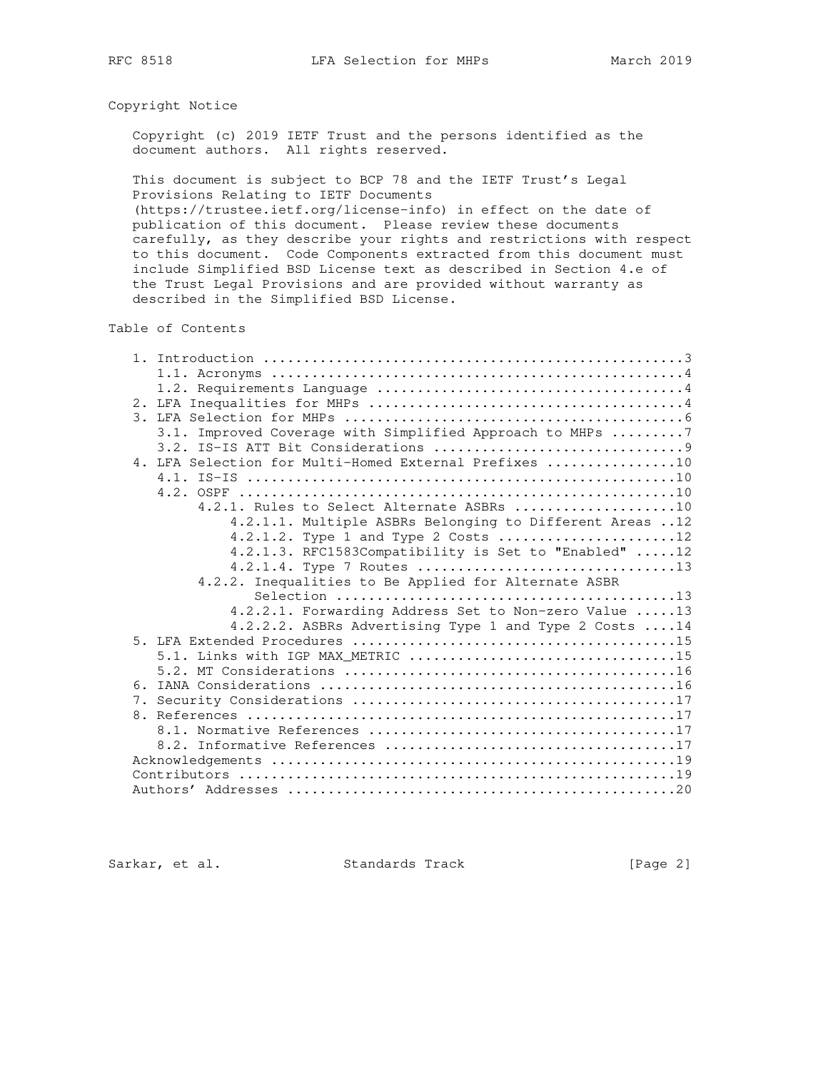## Copyright Notice

Copyright (c) 2019 IETF Trust and the persons identified as the document authors. All rights reserved.

This document is subject to BCP 78 and the IETF Trust's Legal Provisions Relating to IETF Documents (https://trustee.ietf.org/license-info) in effect on the date of publication of this document. Please review these documents carefully, as they describe your rights and restrictions with respect to this document. Code Components extracted from this document must include Simplified BSD License text as described in Section 4.e of the Trust Legal Provisions and are provided without warranty as described in the Simplified BSD License.

## Table of Contents

```
   1. Introduction ....................................................3
      1.1. Acronyms ...................................................4
      1.2. Requirements Language ......................................4
   2. LFA Inequalities for MHPs .......................................4
   3. LFA Selection for MHPs ..........................................6
      3.1. Improved Coverage with Simplified Approach to MHPs .........7
      3.2. IS-IS ATT Bit Considerations ...............................9
   4. LFA Selection for Multi-Homed External Prefixes ................10
      4.1. IS-IS .....................................................10
      4.2. OSPF ......................................................10
           4.2.1. Rules to Select Alternate ASBRs ....................10
                  4.2.1.1. Multiple ASBRs Belonging to Different Areas ..12
                  4.2.1.2. Type 1 and Type 2 Costs ......................12
                  4.2.1.3. RFC1583Compatibility is Set to "Enabled" .....12
                  4.2.1.4. Type 7 Routes ................................13
           4.2.2. Inequalities to Be Applied for Alternate ASBR
                  Selection ..........................................13
                  4.2.2.1. Forwarding Address Set to Non-zero Value .....13
                  4.2.2.2. ASBRs Advertising Type 1 and Type 2 Costs ....14
   5. LFA Extended Procedures ........................................15
      5.1. Links with IGP MAX_METRIC .................................15
      5.2. MT Considerations .........................................16
   6. IANA Considerations ............................................16
   7. Security Considerations ........................................17
   8. References .....................................................17
      8.1. Normative References ......................................17
      8.2. Informative References ....................................17
   Acknowledgements ..................................................19
   Contributors ......................................................19
   Authors' Addresses ................................................20
```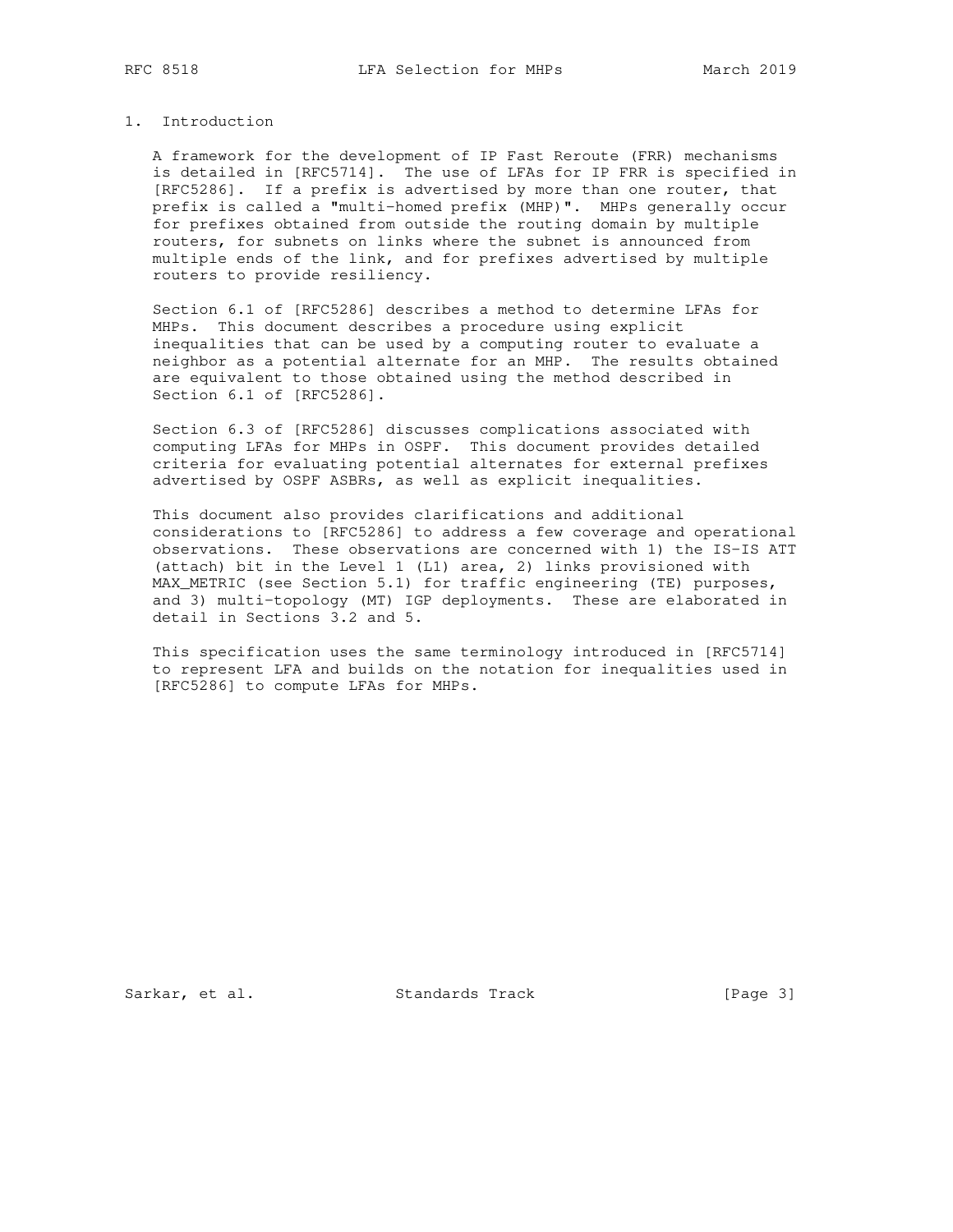# 1. Introduction

A framework for the development of IP Fast Reroute (FRR) mechanisms is detailed in [RFC5714]. The use of LFAs for IP FRR is specified in [RFC5286]. If a prefix is advertised by more than one router, that prefix is called a "multi-homed prefix (MHP)". MHPs generally occur for prefixes obtained from outside the routing domain by multiple routers, for subnets on links where the subnet is announced from multiple ends of the link, and for prefixes advertised by multiple routers to provide resiliency.

Section 6.1 of [RFC5286] describes a method to determine LFAs for MHPs. This document describes a procedure using explicit inequalities that can be used by a computing router to evaluate a neighbor as a potential alternate for an MHP. The results obtained are equivalent to those obtained using the method described in Section 6.1 of [RFC5286].

Section 6.3 of [RFC5286] discusses complications associated with computing LFAs for MHPs in OSPF. This document provides detailed criteria for evaluating potential alternates for external prefixes advertised by OSPF ASBRs, as well as explicit inequalities.

This document also provides clarifications and additional considerations to [RFC5286] to address a few coverage and operational observations. These observations are concerned with 1) the IS-IS ATT (attach) bit in the Level 1 (L1) area, 2) links provisioned with MAX_METRIC (see Section 5.1) for traffic engineering (TE) purposes, and 3) multi-topology (MT) IGP deployments. These are elaborated in detail in Sections 3.2 and 5.

This specification uses the same terminology introduced in [RFC5714] to represent LFA and builds on the notation for inequalities used in [RFC5286] to compute LFAs for MHPs.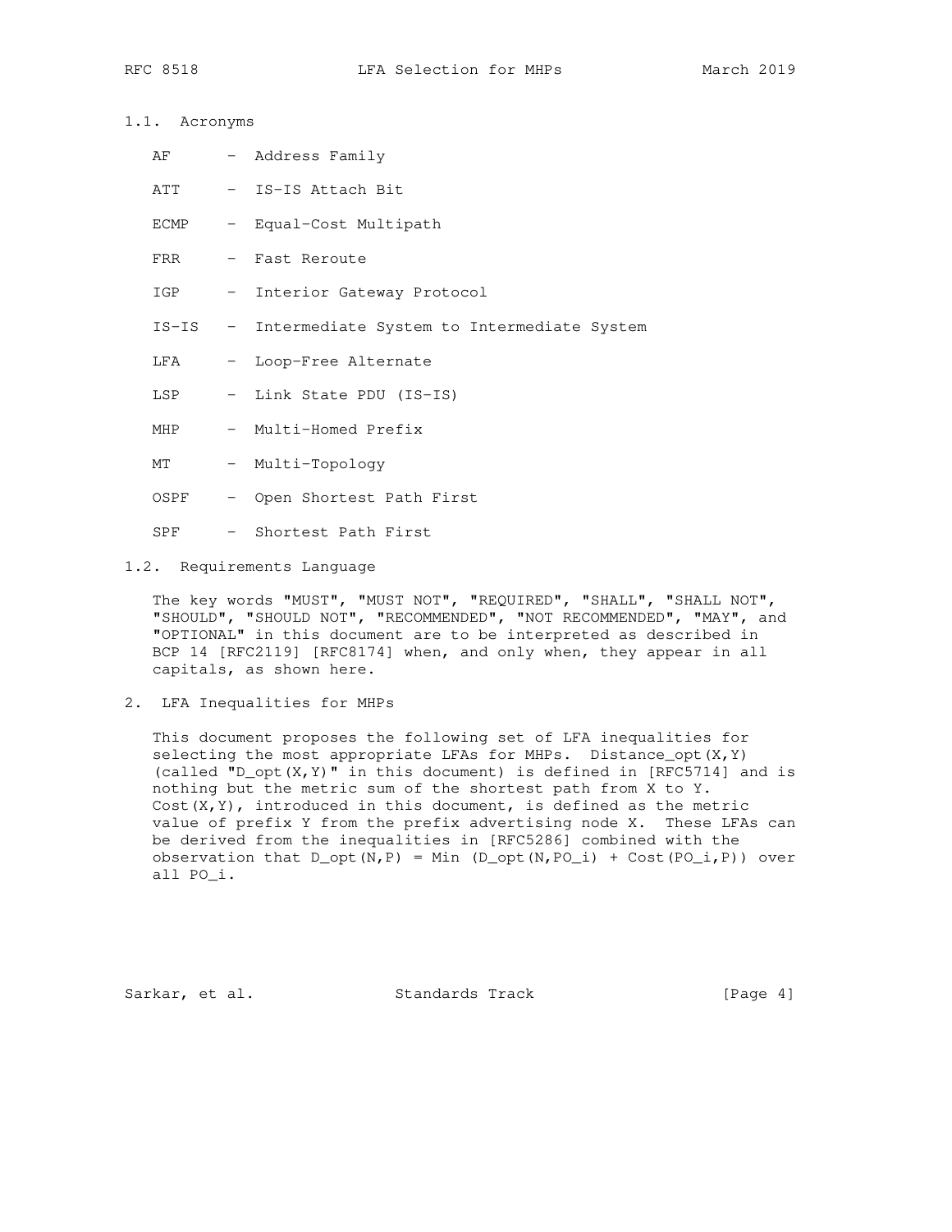### 1.1. Acronyms

- AF - Address Family
- ATT - IS-IS Attach Bit
- ECMP - Equal-Cost Multipath
- FRR - Fast Reroute
- IGP - Interior Gateway Protocol
- IS-IS - Intermediate System to Intermediate System
- LFA - Loop-Free Alternate
- LSP - Link State PDU (IS-IS)
- MHP - Multi-Homed Prefix
- MT - Multi-Topology
- OSPF - Open Shortest Path First
- SPF - Shortest Path First

### 1.2. Requirements Language

The key words "MUST", "MUST NOT", "REQUIRED", "SHALL", "SHALL NOT", "SHOULD", "SHOULD NOT", "RECOMMENDED", "NOT RECOMMENDED", "MAY", and "OPTIONAL" in this document are to be interpreted as described in BCP 14 [RFC2119] [RFC8174] when, and only when, they appear in all capitals, as shown here.

## 2. LFA Inequalities for MHPs

This document proposes the following set of LFA inequalities for selecting the most appropriate LFAs for MHPs. Distance_opt(X,Y) (called "D_opt(X,Y)" in this document) is defined in [RFC5714] and is nothing but the metric sum of the shortest path from X to Y. Cost(X,Y), introduced in this document, is defined as the metric value of prefix Y from the prefix advertising node X. These LFAs can be derived from the inequalities in [RFC5286] combined with the observation that D_opt(N,P) = Min (D_opt(N,PO_i) + Cost(PO_i,P)) over all PO_i.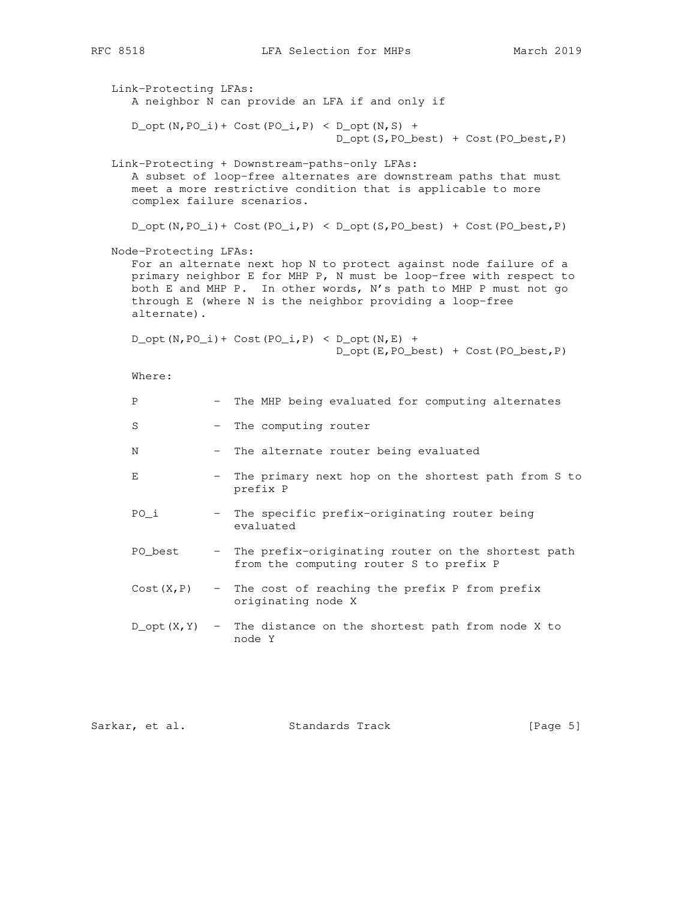Link-Protecting LFAs:

A neighbor N can provide an LFA if and only if

$$D\_opt(N,PO\_i) + Cost(PO\_i,P) < D\_opt(N,S) + D\_opt(S,PO\_best) + Cost(PO\_best,P)$$

Link-Protecting + Downstream-paths-only LFAs:

A subset of loop-free alternates are downstream paths that must meet a more restrictive condition that is applicable to more complex failure scenarios.

$$D\_opt(N,PO\_i) + Cost(PO\_i,P) < D\_opt(S,PO\_best) + Cost(PO\_best,P)$$

Node-Protecting LFAs:

For an alternate next hop N to protect against node failure of a primary neighbor E for MHP P, N must be loop-free with respect to both E and MHP P. In other words, N's path to MHP P must not go through E (where N is the neighbor providing a loop-free alternate).

$$D\_opt(N,PO\_i) + Cost(PO\_i,P) < D\_opt(N,E) + D\_opt(E,PO\_best) + Cost(PO\_best,P)$$

Where:

- P - The MHP being evaluated for computing alternates
- S - The computing router
- N - The alternate router being evaluated
- E - The primary next hop on the shortest path from S to prefix P
- PO_i - The specific prefix-originating router being evaluated
- PO_best - The prefix-originating router on the shortest path from the computing router S to prefix P
- Cost(X,P) - The cost of reaching the prefix P from prefix originating node X
- D_opt(X,Y) - The distance on the shortest path from node X to node Y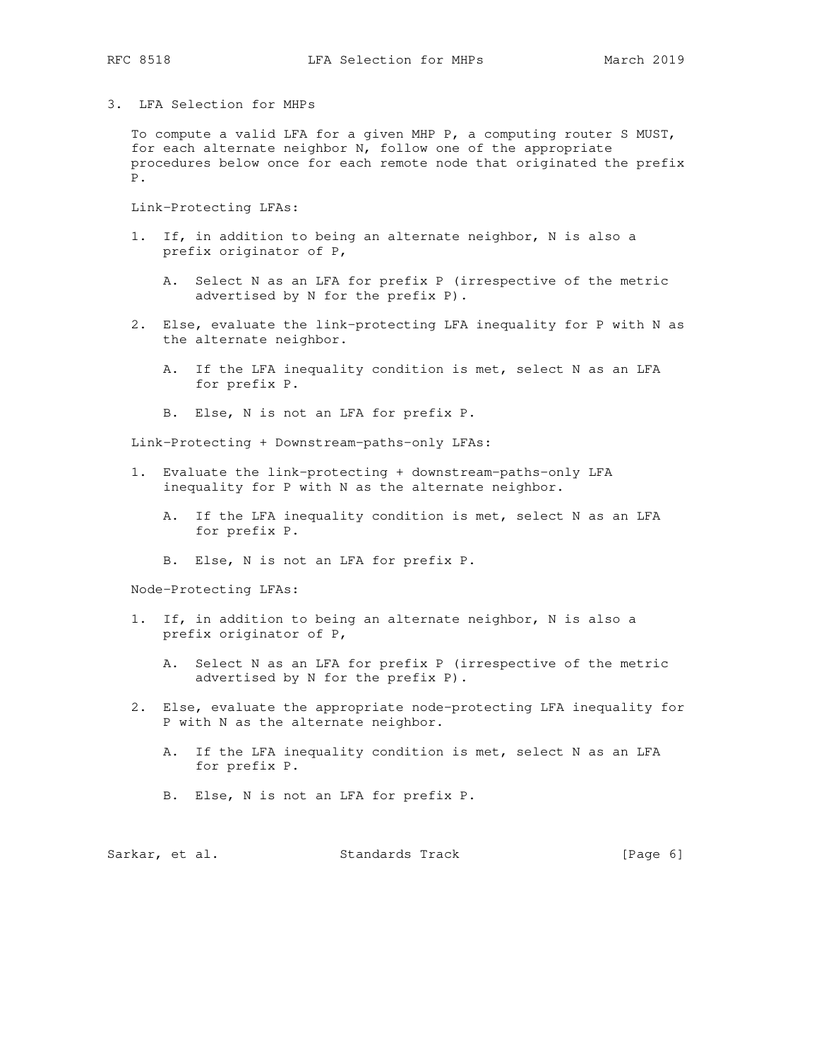## 3. LFA Selection for MHPs

To compute a valid LFA for a given MHP P, a computing router S MUST, for each alternate neighbor N, follow one of the appropriate procedures below once for each remote node that originated the prefix P.

Link-Protecting LFAs:

1. If, in addition to being an alternate neighbor, N is also a prefix originator of P,

   A. Select N as an LFA for prefix P (irrespective of the metric advertised by N for the prefix P).

2. Else, evaluate the link-protecting LFA inequality for P with N as the alternate neighbor.

   A. If the LFA inequality condition is met, select N as an LFA for prefix P.

   B. Else, N is not an LFA for prefix P.

Link-Protecting + Downstream-paths-only LFAs:

1. Evaluate the link-protecting + downstream-paths-only LFA inequality for P with N as the alternate neighbor.

   A. If the LFA inequality condition is met, select N as an LFA for prefix P.

   B. Else, N is not an LFA for prefix P.

Node-Protecting LFAs:

1. If, in addition to being an alternate neighbor, N is also a prefix originator of P,

   A. Select N as an LFA for prefix P (irrespective of the metric advertised by N for the prefix P).

2. Else, evaluate the appropriate node-protecting LFA inequality for P with N as the alternate neighbor.

   A. If the LFA inequality condition is met, select N as an LFA for prefix P.

   B. Else, N is not an LFA for prefix P.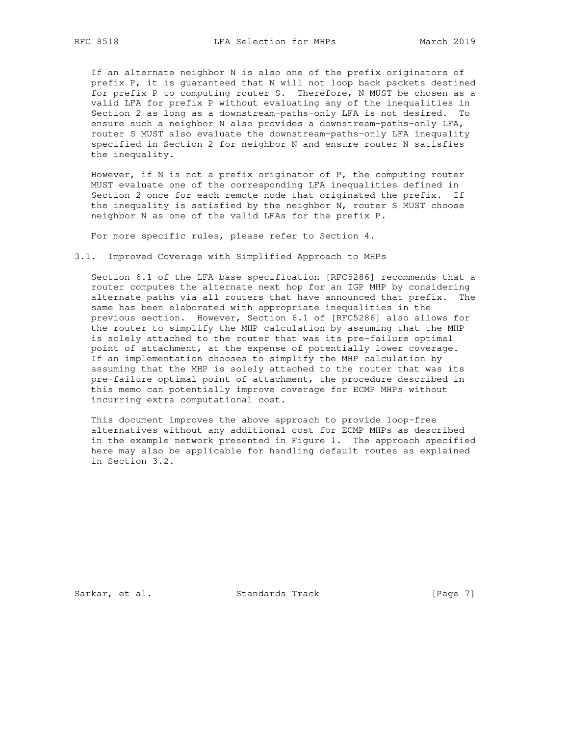If an alternate neighbor N is also one of the prefix originators of prefix P, it is guaranteed that N will not loop back packets destined for prefix P to computing router S. Therefore, N MUST be chosen as a valid LFA for prefix P without evaluating any of the inequalities in Section 2 as long as a downstream-paths-only LFA is not desired. To ensure such a neighbor N also provides a downstream-paths-only LFA, router S MUST also evaluate the downstream-paths-only LFA inequality specified in Section 2 for neighbor N and ensure router N satisfies the inequality.

However, if N is not a prefix originator of P, the computing router MUST evaluate one of the corresponding LFA inequalities defined in Section 2 once for each remote node that originated the prefix. If the inequality is satisfied by the neighbor N, router S MUST choose neighbor N as one of the valid LFAs for the prefix P.

For more specific rules, please refer to Section 4.

### 3.1. Improved Coverage with Simplified Approach to MHPs

Section 6.1 of the LFA base specification [RFC5286] recommends that a router computes the alternate next hop for an IGP MHP by considering alternate paths via all routers that have announced that prefix. The same has been elaborated with appropriate inequalities in the previous section. However, Section 6.1 of [RFC5286] also allows for the router to simplify the MHP calculation by assuming that the MHP is solely attached to the router that was its pre-failure optimal point of attachment, at the expense of potentially lower coverage. If an implementation chooses to simplify the MHP calculation by assuming that the MHP is solely attached to the router that was its pre-failure optimal point of attachment, the procedure described in this memo can potentially improve coverage for ECMP MHPs without incurring extra computational cost.

This document improves the above approach to provide loop-free alternatives without any additional cost for ECMP MHPs as described in the example network presented in Figure 1. The approach specified here may also be applicable for handling default routes as explained in Section 3.2.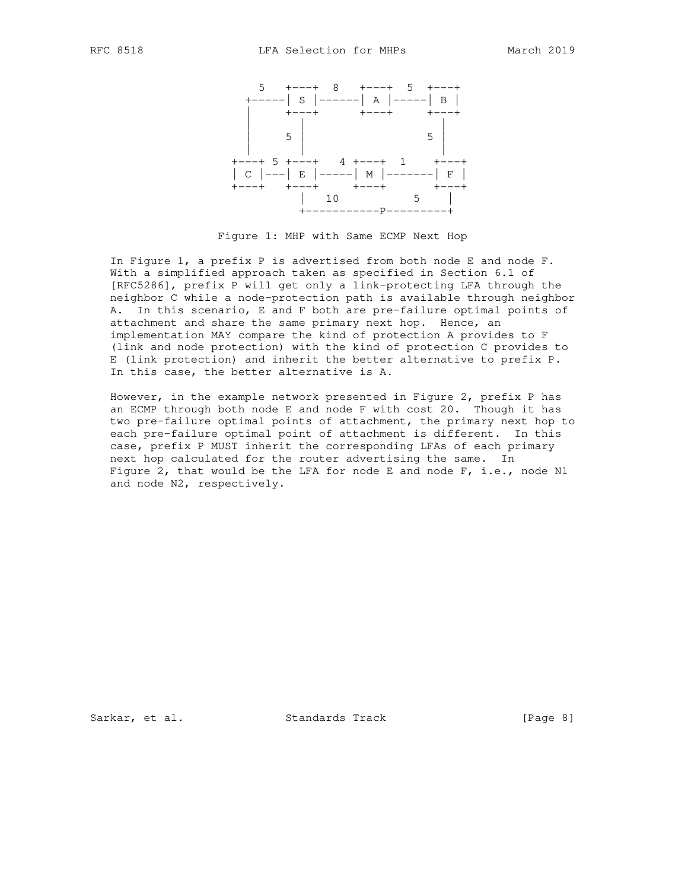```
     5   +---+  8   +---+  5  +---+
   +-----| S |------| A |-----| B |
   |     +---+      +---+     +---+
   |       |                    |
   |     5 |                  5 |
   |       |                    |
 +---+ 5 +---+   4 +---+  1    +---+
 | C |---| E |-----| M |-------| F |
 +---+   +---+     +---+       +---+
           |  10          5     |
           +-----------P---------+
```

Figure 1: MHP with Same ECMP Next Hop

In Figure 1, a prefix P is advertised from both node E and node F. With a simplified approach taken as specified in Section 6.1 of [RFC5286], prefix P will get only a link-protecting LFA through the neighbor C while a node-protection path is available through neighbor A. In this scenario, E and F both are pre-failure optimal points of attachment and share the same primary next hop. Hence, an implementation MAY compare the kind of protection A provides to F (link and node protection) with the kind of protection C provides to E (link protection) and inherit the better alternative to prefix P. In this case, the better alternative is A.

However, in the example network presented in Figure 2, prefix P has an ECMP through both node E and node F with cost 20. Though it has two pre-failure optimal points of attachment, the primary next hop to each pre-failure optimal point of attachment is different. In this case, prefix P MUST inherit the corresponding LFAs of each primary next hop calculated for the router advertising the same. In Figure 2, that would be the LFA for node E and node F, i.e., node N1 and node N2, respectively.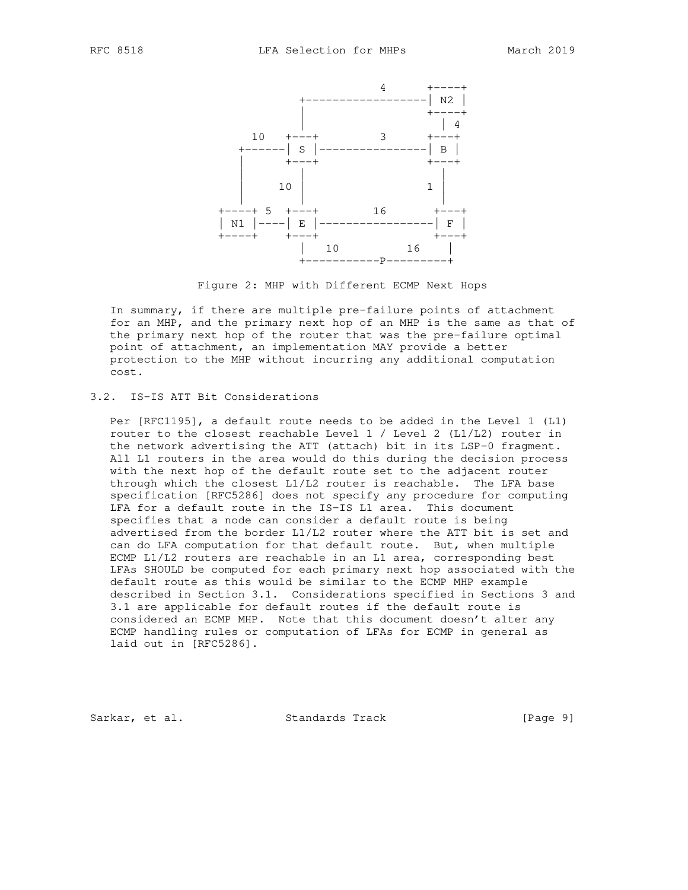```
                                   4      +----+
                       +-------------------| N2 |
                       |                   +----+
                       |                     | 4
              10     +---+       3         +---+
             +------| S |-----------------| B |
             |       +---+                 +---+
             |         |                     |
             |     10  |                 1   |
             |         |                     |
           +----+ 5  +---+        16       +---+
           | N1 |----| E |------------------| F |
           +----+    +---+                  +---+
                       |  10          16     |
                       +-----------P---------+
```

Figure 2: MHP with Different ECMP Next Hops

In summary, if there are multiple pre-failure points of attachment for an MHP, and the primary next hop of an MHP is the same as that of the primary next hop of the router that was the pre-failure optimal point of attachment, an implementation MAY provide a better protection to the MHP without incurring any additional computation cost.

## 3.2. IS-IS ATT Bit Considerations

Per [RFC1195], a default route needs to be added in the Level 1 (L1) router to the closest reachable Level 1 / Level 2 (L1/L2) router in the network advertising the ATT (attach) bit in its LSP-0 fragment. All L1 routers in the area would do this during the decision process with the next hop of the default route set to the adjacent router through which the closest L1/L2 router is reachable. The LFA base specification [RFC5286] does not specify any procedure for computing LFA for a default route in the IS-IS L1 area. This document specifies that a node can consider a default route is being advertised from the border L1/L2 router where the ATT bit is set and can do LFA computation for that default route. But, when multiple ECMP L1/L2 routers are reachable in an L1 area, corresponding best LFAs SHOULD be computed for each primary next hop associated with the default route as this would be similar to the ECMP MHP example described in Section 3.1. Considerations specified in Sections 3 and 3.1 are applicable for default routes if the default route is considered an ECMP MHP. Note that this document doesn't alter any ECMP handling rules or computation of LFAs for ECMP in general as laid out in [RFC5286].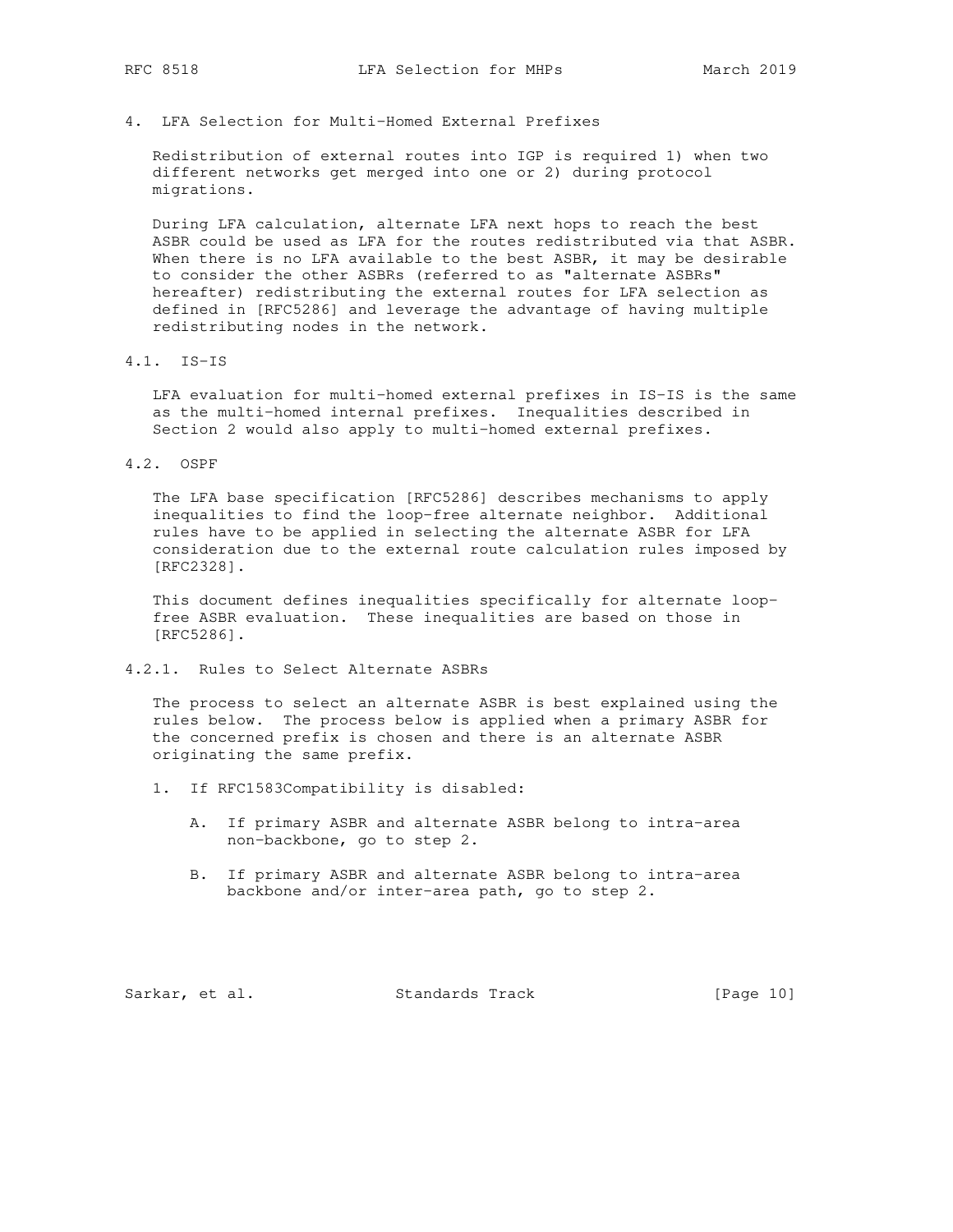## 4. LFA Selection for Multi-Homed External Prefixes

Redistribution of external routes into IGP is required 1) when two different networks get merged into one or 2) during protocol migrations.

During LFA calculation, alternate LFA next hops to reach the best ASBR could be used as LFA for the routes redistributed via that ASBR. When there is no LFA available to the best ASBR, it may be desirable to consider the other ASBRs (referred to as "alternate ASBRs" hereafter) redistributing the external routes for LFA selection as defined in [RFC5286] and leverage the advantage of having multiple redistributing nodes in the network.

### 4.1. IS-IS

LFA evaluation for multi-homed external prefixes in IS-IS is the same as the multi-homed internal prefixes. Inequalities described in Section 2 would also apply to multi-homed external prefixes.

### 4.2. OSPF

The LFA base specification [RFC5286] describes mechanisms to apply inequalities to find the loop-free alternate neighbor. Additional rules have to be applied in selecting the alternate ASBR for LFA consideration due to the external route calculation rules imposed by [RFC2328].

This document defines inequalities specifically for alternate loop-free ASBR evaluation. These inequalities are based on those in [RFC5286].

#### 4.2.1. Rules to Select Alternate ASBRs

The process to select an alternate ASBR is best explained using the rules below. The process below is applied when a primary ASBR for the concerned prefix is chosen and there is an alternate ASBR originating the same prefix.

1. If RFC1583Compatibility is disabled:

   A. If primary ASBR and alternate ASBR belong to intra-area non-backbone, go to step 2.

   B. If primary ASBR and alternate ASBR belong to intra-area backbone and/or inter-area path, go to step 2.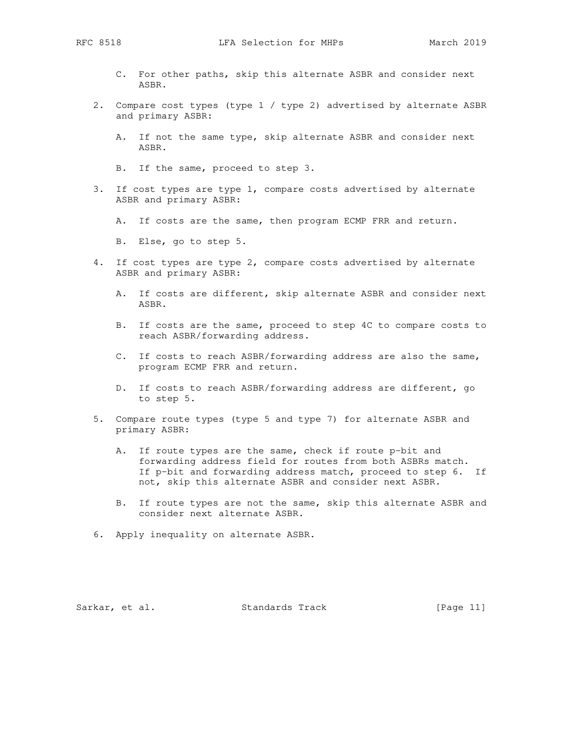C. For other paths, skip this alternate ASBR and consider next ASBR.

2. Compare cost types (type 1 / type 2) advertised by alternate ASBR and primary ASBR:

   A. If not the same type, skip alternate ASBR and consider next ASBR.

   B. If the same, proceed to step 3.

3. If cost types are type 1, compare costs advertised by alternate ASBR and primary ASBR:

   A. If costs are the same, then program ECMP FRR and return.

   B. Else, go to step 5.

4. If cost types are type 2, compare costs advertised by alternate ASBR and primary ASBR:

   A. If costs are different, skip alternate ASBR and consider next ASBR.

   B. If costs are the same, proceed to step 4C to compare costs to reach ASBR/forwarding address.

   C. If costs to reach ASBR/forwarding address are also the same, program ECMP FRR and return.

   D. If costs to reach ASBR/forwarding address are different, go to step 5.

5. Compare route types (type 5 and type 7) for alternate ASBR and primary ASBR:

   A. If route types are the same, check if route p-bit and forwarding address field for routes from both ASBRs match. If p-bit and forwarding address match, proceed to step 6. If not, skip this alternate ASBR and consider next ASBR.

   B. If route types are not the same, skip this alternate ASBR and consider next alternate ASBR.

6. Apply inequality on alternate ASBR.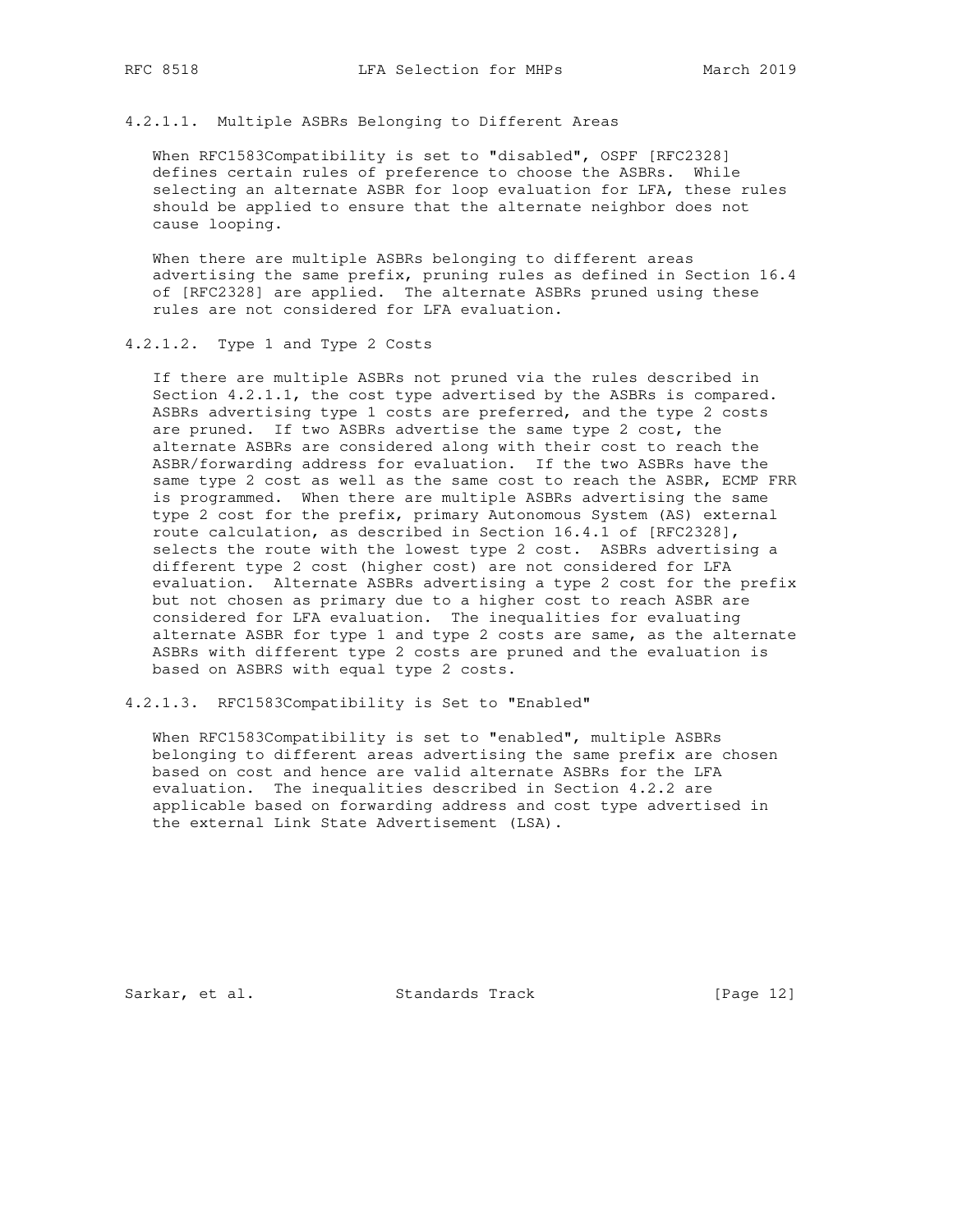#### 4.2.1.1. Multiple ASBRs Belonging to Different Areas

When RFC1583Compatibility is set to "disabled", OSPF [RFC2328] defines certain rules of preference to choose the ASBRs. While selecting an alternate ASBR for loop evaluation for LFA, these rules should be applied to ensure that the alternate neighbor does not cause looping.

When there are multiple ASBRs belonging to different areas advertising the same prefix, pruning rules as defined in Section 16.4 of [RFC2328] are applied. The alternate ASBRs pruned using these rules are not considered for LFA evaluation.

#### 4.2.1.2. Type 1 and Type 2 Costs

If there are multiple ASBRs not pruned via the rules described in Section 4.2.1.1, the cost type advertised by the ASBRs is compared. ASBRs advertising type 1 costs are preferred, and the type 2 costs are pruned. If two ASBRs advertise the same type 2 cost, the alternate ASBRs are considered along with their cost to reach the ASBR/forwarding address for evaluation. If the two ASBRs have the same type 2 cost as well as the same cost to reach the ASBR, ECMP FRR is programmed. When there are multiple ASBRs advertising the same type 2 cost for the prefix, primary Autonomous System (AS) external route calculation, as described in Section 16.4.1 of [RFC2328], selects the route with the lowest type 2 cost. ASBRs advertising a different type 2 cost (higher cost) are not considered for LFA evaluation. Alternate ASBRs advertising a type 2 cost for the prefix but not chosen as primary due to a higher cost to reach ASBR are considered for LFA evaluation. The inequalities for evaluating alternate ASBR for type 1 and type 2 costs are same, as the alternate ASBRs with different type 2 costs are pruned and the evaluation is based on ASBRS with equal type 2 costs.

#### 4.2.1.3. RFC1583Compatibility is Set to "Enabled"

When RFC1583Compatibility is set to "enabled", multiple ASBRs belonging to different areas advertising the same prefix are chosen based on cost and hence are valid alternate ASBRs for the LFA evaluation. The inequalities described in Section 4.2.2 are applicable based on forwarding address and cost type advertised in the external Link State Advertisement (LSA).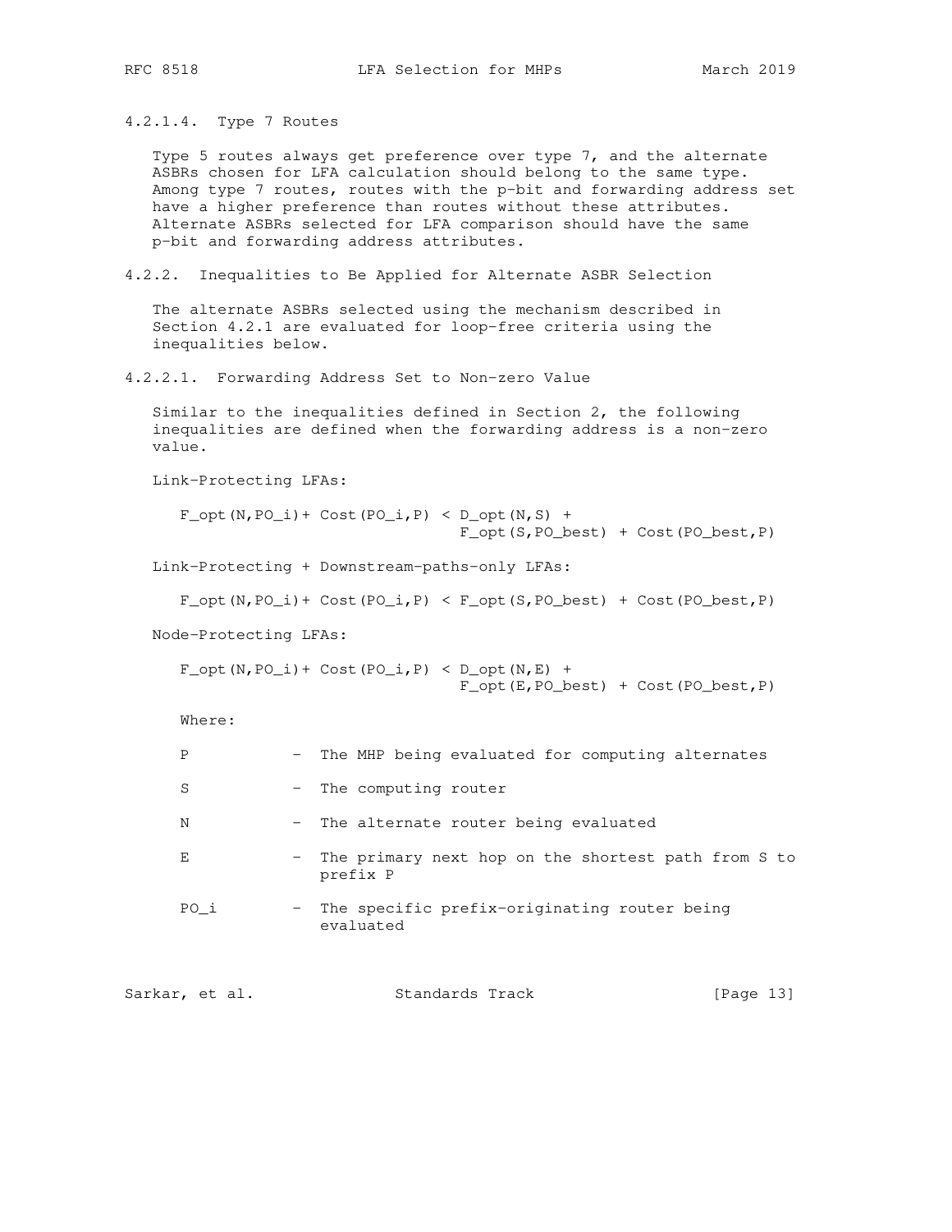#### 4.2.1.4. Type 7 Routes

Type 5 routes always get preference over type 7, and the alternate ASBRs chosen for LFA calculation should belong to the same type. Among type 7 routes, routes with the p-bit and forwarding address set have a higher preference than routes without these attributes. Alternate ASBRs selected for LFA comparison should have the same p-bit and forwarding address attributes.

### 4.2.2. Inequalities to Be Applied for Alternate ASBR Selection

The alternate ASBRs selected using the mechanism described in Section 4.2.1 are evaluated for loop-free criteria using the inequalities below.

#### 4.2.2.1. Forwarding Address Set to Non-zero Value

Similar to the inequalities defined in Section 2, the following inequalities are defined when the forwarding address is a non-zero value.

Link-Protecting LFAs:

$$F\_opt(N,PO\_i) + Cost(PO\_i,P) < D\_opt(N,S) + F\_opt(S,PO\_best) + Cost(PO\_best,P)$$

Link-Protecting + Downstream-paths-only LFAs:

$$F\_opt(N,PO\_i) + Cost(PO\_i,P) < F\_opt(S,PO\_best) + Cost(PO\_best,P)$$

Node-Protecting LFAs:

$$F\_opt(N,PO\_i) + Cost(PO\_i,P) < D\_opt(N,E) + F\_opt(E,PO\_best) + Cost(PO\_best,P)$$

Where:

- P - The MHP being evaluated for computing alternates
- S - The computing router
- N - The alternate router being evaluated
- E - The primary next hop on the shortest path from S to prefix P
- PO_i - The specific prefix-originating router being evaluated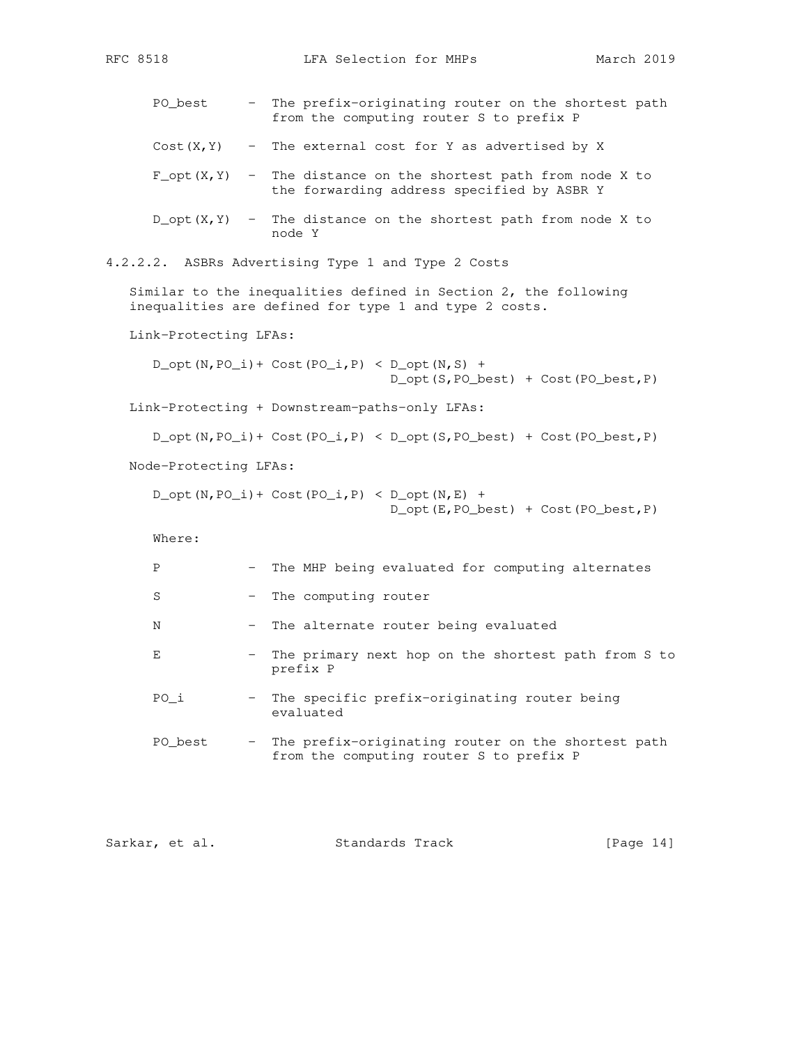PO_best - The prefix-originating router on the shortest path from the computing router S to prefix P

Cost(X,Y) - The external cost for Y as advertised by X

F_opt(X,Y) - The distance on the shortest path from node X to the forwarding address specified by ASBR Y

D_opt(X,Y) - The distance on the shortest path from node X to node Y

#### 4.2.2.2. ASBRs Advertising Type 1 and Type 2 Costs

Similar to the inequalities defined in Section 2, the following inequalities are defined for type 1 and type 2 costs.

Link-Protecting LFAs:

```
D_opt(N,PO_i)+ Cost(PO_i,P) < D_opt(N,S) +
                              D_opt(S,PO_best) + Cost(PO_best,P)
```

Link-Protecting + Downstream-paths-only LFAs:

```
D_opt(N,PO_i)+ Cost(PO_i,P) < D_opt(S,PO_best) + Cost(PO_best,P)
```

Node-Protecting LFAs:

```
D_opt(N,PO_i)+ Cost(PO_i,P) < D_opt(N,E) +
                              D_opt(E,PO_best) + Cost(PO_best,P)
```

Where:

P - The MHP being evaluated for computing alternates

S - The computing router

N - The alternate router being evaluated

E - The primary next hop on the shortest path from S to prefix P

PO_i - The specific prefix-originating router being evaluated

PO_best - The prefix-originating router on the shortest path from the computing router S to prefix P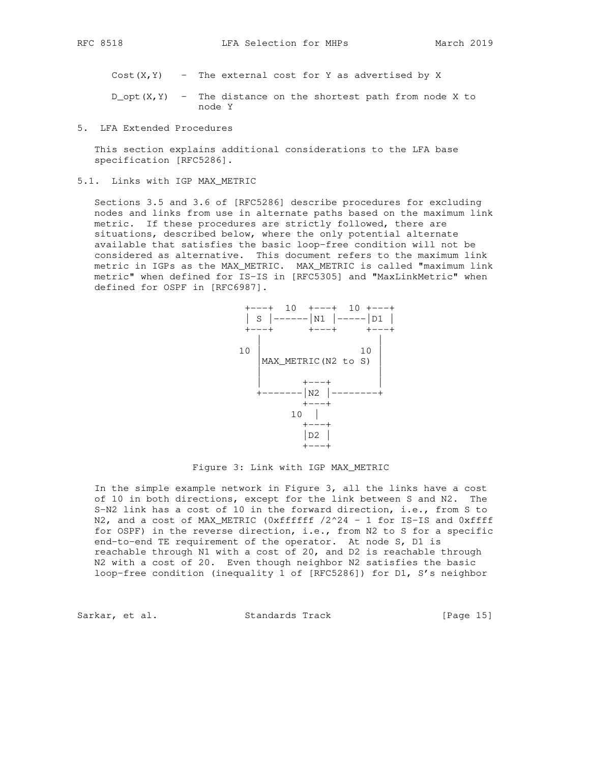Cost(X,Y) - The external cost for Y as advertised by X

D_opt(X,Y) - The distance on the shortest path from node X to node Y

## 5. LFA Extended Procedures

This section explains additional considerations to the LFA base specification [RFC5286].

### 5.1. Links with IGP MAX_METRIC

Sections 3.5 and 3.6 of [RFC5286] describe procedures for excluding nodes and links from use in alternate paths based on the maximum link metric. If these procedures are strictly followed, there are situations, described below, where the only potential alternate available that satisfies the basic loop-free condition will not be considered as alternative. This document refers to the maximum link metric in IGPs as the MAX_METRIC. MAX_METRIC is called "maximum link metric" when defined for IS-IS in [RFC5305] and "MaxLinkMetric" when defined for OSPF in [RFC6987].

```
        +---+  10  +---+  10 +---+
        | S |------|N1 |-----|D1 |
        +---+      +---+     +---+
          |                    |
       10 |                 10 |
          |MAX_METRIC(N2 to S) |
          |                    |
          |       +---+        |
          +-------|N2 |--------+
                  +---+
                10  |
                  +---+
                  |D2 |
                  +---+
```

Figure 3: Link with IGP MAX_METRIC

In the simple example network in Figure 3, all the links have a cost of 10 in both directions, except for the link between S and N2. The S-N2 link has a cost of 10 in the forward direction, i.e., from S to N2, and a cost of MAX_METRIC (0xffffff /2^24 - 1 for IS-IS and 0xffff for OSPF) in the reverse direction, i.e., from N2 to S for a specific end-to-end TE requirement of the operator. At node S, D1 is reachable through N1 with a cost of 20, and D2 is reachable through N2 with a cost of 20. Even though neighbor N2 satisfies the basic loop-free condition (inequality 1 of [RFC5286]) for D1, S's neighbor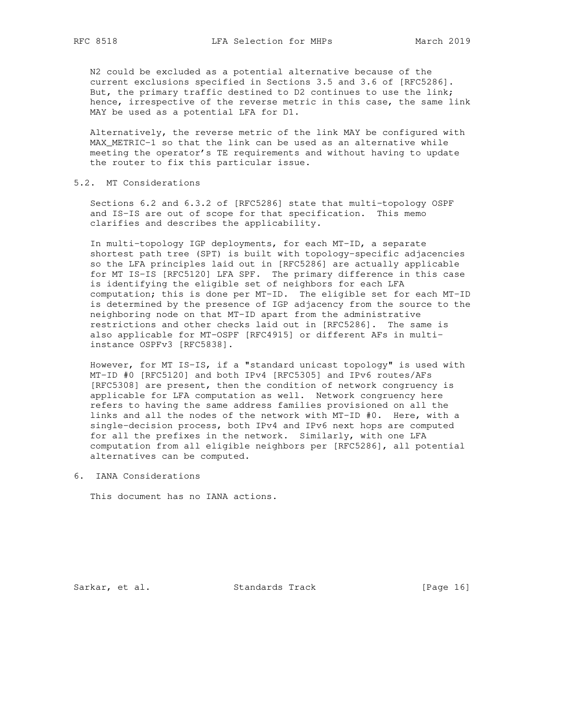N2 could be excluded as a potential alternative because of the current exclusions specified in Sections 3.5 and 3.6 of [RFC5286]. But, the primary traffic destined to D2 continues to use the link; hence, irrespective of the reverse metric in this case, the same link MAY be used as a potential LFA for D1.

Alternatively, the reverse metric of the link MAY be configured with MAX_METRIC-1 so that the link can be used as an alternative while meeting the operator's TE requirements and without having to update the router to fix this particular issue.

## 5.2. MT Considerations

Sections 6.2 and 6.3.2 of [RFC5286] state that multi-topology OSPF and IS-IS are out of scope for that specification. This memo clarifies and describes the applicability.

In multi-topology IGP deployments, for each MT-ID, a separate shortest path tree (SPT) is built with topology-specific adjacencies so the LFA principles laid out in [RFC5286] are actually applicable for MT IS-IS [RFC5120] LFA SPF. The primary difference in this case is identifying the eligible set of neighbors for each LFA computation; this is done per MT-ID. The eligible set for each MT-ID is determined by the presence of IGP adjacency from the source to the neighboring node on that MT-ID apart from the administrative restrictions and other checks laid out in [RFC5286]. The same is also applicable for MT-OSPF [RFC4915] or different AFs in multi-instance OSPFv3 [RFC5838].

However, for MT IS-IS, if a "standard unicast topology" is used with MT-ID #0 [RFC5120] and both IPv4 [RFC5305] and IPv6 routes/AFs [RFC5308] are present, then the condition of network congruency is applicable for LFA computation as well. Network congruency here refers to having the same address families provisioned on all the links and all the nodes of the network with MT-ID #0. Here, with a single-decision process, both IPv4 and IPv6 next hops are computed for all the prefixes in the network. Similarly, with one LFA computation from all eligible neighbors per [RFC5286], all potential alternatives can be computed.

# 6. IANA Considerations

This document has no IANA actions.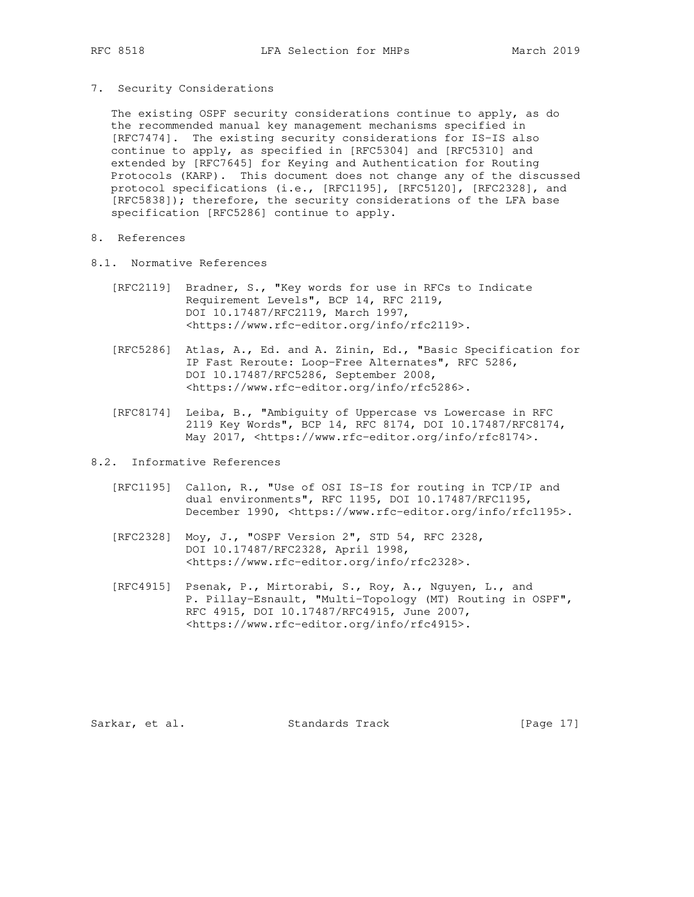## 7. Security Considerations

The existing OSPF security considerations continue to apply, as do the recommended manual key management mechanisms specified in [RFC7474]. The existing security considerations for IS-IS also continue to apply, as specified in [RFC5304] and [RFC5310] and extended by [RFC7645] for Keying and Authentication for Routing Protocols (KARP). This document does not change any of the discussed protocol specifications (i.e., [RFC1195], [RFC5120], [RFC2328], and [RFC5838]); therefore, the security considerations of the LFA base specification [RFC5286] continue to apply.

## 8. References

### 8.1. Normative References

[RFC2119] Bradner, S., "Key words for use in RFCs to Indicate Requirement Levels", BCP 14, RFC 2119, DOI 10.17487/RFC2119, March 1997, <https://www.rfc-editor.org/info/rfc2119>.

[RFC5286] Atlas, A., Ed. and A. Zinin, Ed., "Basic Specification for IP Fast Reroute: Loop-Free Alternates", RFC 5286, DOI 10.17487/RFC5286, September 2008, <https://www.rfc-editor.org/info/rfc5286>.

[RFC8174] Leiba, B., "Ambiguity of Uppercase vs Lowercase in RFC 2119 Key Words", BCP 14, RFC 8174, DOI 10.17487/RFC8174, May 2017, <https://www.rfc-editor.org/info/rfc8174>.

### 8.2. Informative References

[RFC1195] Callon, R., "Use of OSI IS-IS for routing in TCP/IP and dual environments", RFC 1195, DOI 10.17487/RFC1195, December 1990, <https://www.rfc-editor.org/info/rfc1195>.

[RFC2328] Moy, J., "OSPF Version 2", STD 54, RFC 2328, DOI 10.17487/RFC2328, April 1998, <https://www.rfc-editor.org/info/rfc2328>.

[RFC4915] Psenak, P., Mirtorabi, S., Roy, A., Nguyen, L., and P. Pillay-Esnault, "Multi-Topology (MT) Routing in OSPF", RFC 4915, DOI 10.17487/RFC4915, June 2007, <https://www.rfc-editor.org/info/rfc4915>.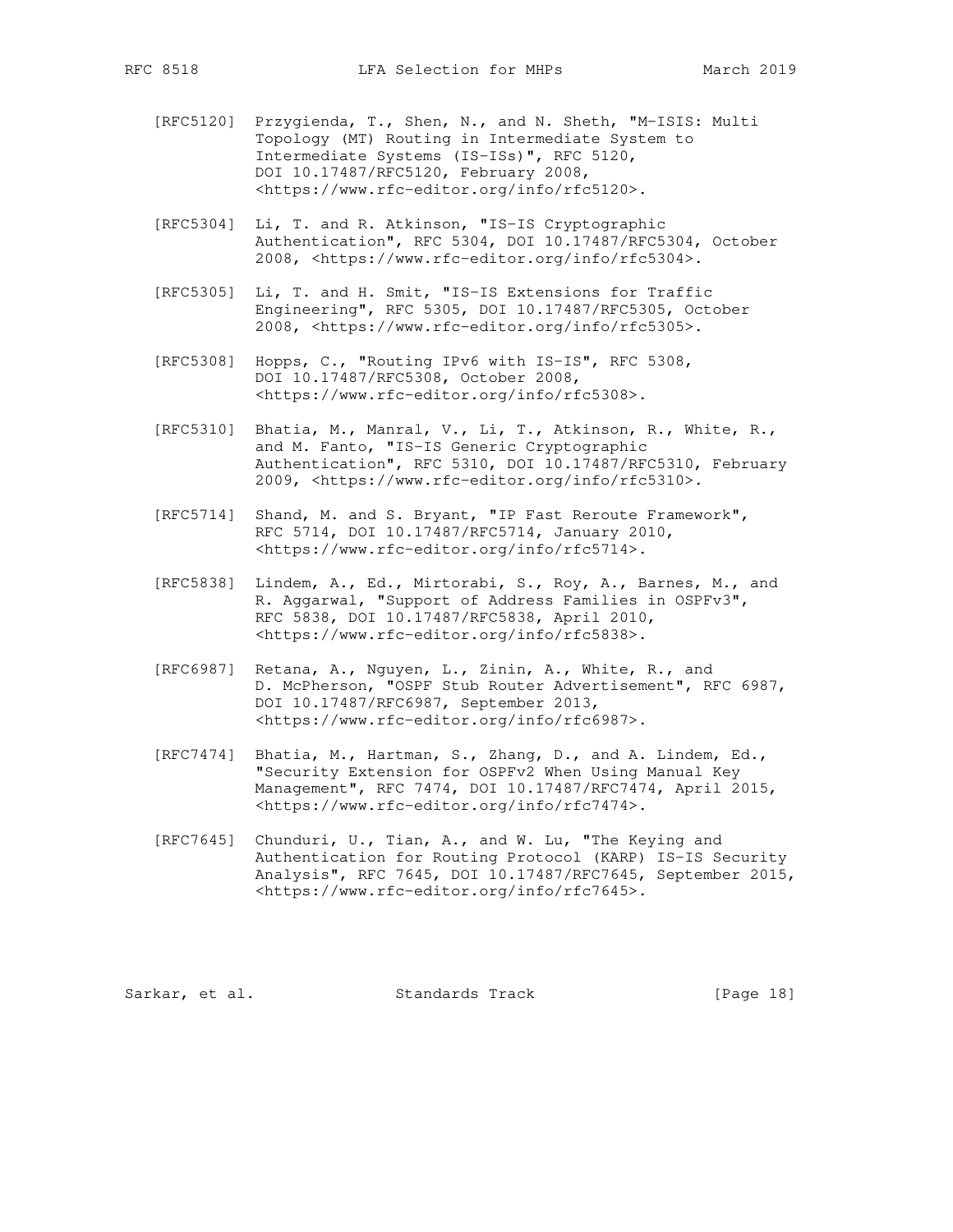[RFC5120] Przygienda, T., Shen, N., and N. Sheth, "M-ISIS: Multi Topology (MT) Routing in Intermediate System to Intermediate Systems (IS-ISs)", RFC 5120, DOI 10.17487/RFC5120, February 2008, <https://www.rfc-editor.org/info/rfc5120>.

[RFC5304] Li, T. and R. Atkinson, "IS-IS Cryptographic Authentication", RFC 5304, DOI 10.17487/RFC5304, October 2008, <https://www.rfc-editor.org/info/rfc5304>.

[RFC5305] Li, T. and H. Smit, "IS-IS Extensions for Traffic Engineering", RFC 5305, DOI 10.17487/RFC5305, October 2008, <https://www.rfc-editor.org/info/rfc5305>.

[RFC5308] Hopps, C., "Routing IPv6 with IS-IS", RFC 5308, DOI 10.17487/RFC5308, October 2008, <https://www.rfc-editor.org/info/rfc5308>.

[RFC5310] Bhatia, M., Manral, V., Li, T., Atkinson, R., White, R., and M. Fanto, "IS-IS Generic Cryptographic Authentication", RFC 5310, DOI 10.17487/RFC5310, February 2009, <https://www.rfc-editor.org/info/rfc5310>.

[RFC5714] Shand, M. and S. Bryant, "IP Fast Reroute Framework", RFC 5714, DOI 10.17487/RFC5714, January 2010, <https://www.rfc-editor.org/info/rfc5714>.

[RFC5838] Lindem, A., Ed., Mirtorabi, S., Roy, A., Barnes, M., and R. Aggarwal, "Support of Address Families in OSPFv3", RFC 5838, DOI 10.17487/RFC5838, April 2010, <https://www.rfc-editor.org/info/rfc5838>.

[RFC6987] Retana, A., Nguyen, L., Zinin, A., White, R., and D. McPherson, "OSPF Stub Router Advertisement", RFC 6987, DOI 10.17487/RFC6987, September 2013, <https://www.rfc-editor.org/info/rfc6987>.

[RFC7474] Bhatia, M., Hartman, S., Zhang, D., and A. Lindem, Ed., "Security Extension for OSPFv2 When Using Manual Key Management", RFC 7474, DOI 10.17487/RFC7474, April 2015, <https://www.rfc-editor.org/info/rfc7474>.

[RFC7645] Chunduri, U., Tian, A., and W. Lu, "The Keying and Authentication for Routing Protocol (KARP) IS-IS Security Analysis", RFC 7645, DOI 10.17487/RFC7645, September 2015, <https://www.rfc-editor.org/info/rfc7645>.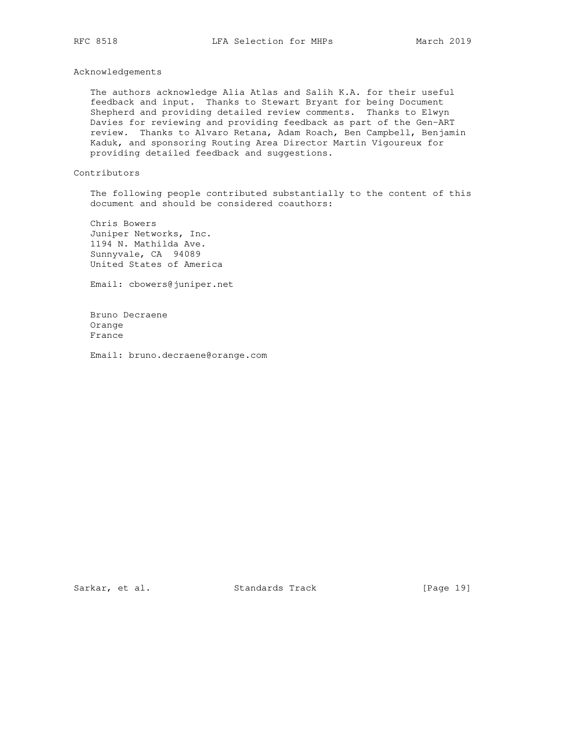## Acknowledgements

The authors acknowledge Alia Atlas and Salih K.A. for their useful feedback and input. Thanks to Stewart Bryant for being Document Shepherd and providing detailed review comments. Thanks to Elwyn Davies for reviewing and providing feedback as part of the Gen-ART review. Thanks to Alvaro Retana, Adam Roach, Ben Campbell, Benjamin Kaduk, and sponsoring Routing Area Director Martin Vigoureux for providing detailed feedback and suggestions.

## Contributors

The following people contributed substantially to the content of this document and should be considered coauthors:

Chris Bowers
Juniper Networks, Inc.
1194 N. Mathilda Ave.
Sunnyvale, CA 94089
United States of America

Email: cbowers@juniper.net

Bruno Decraene
Orange
France

Email: bruno.decraene@orange.com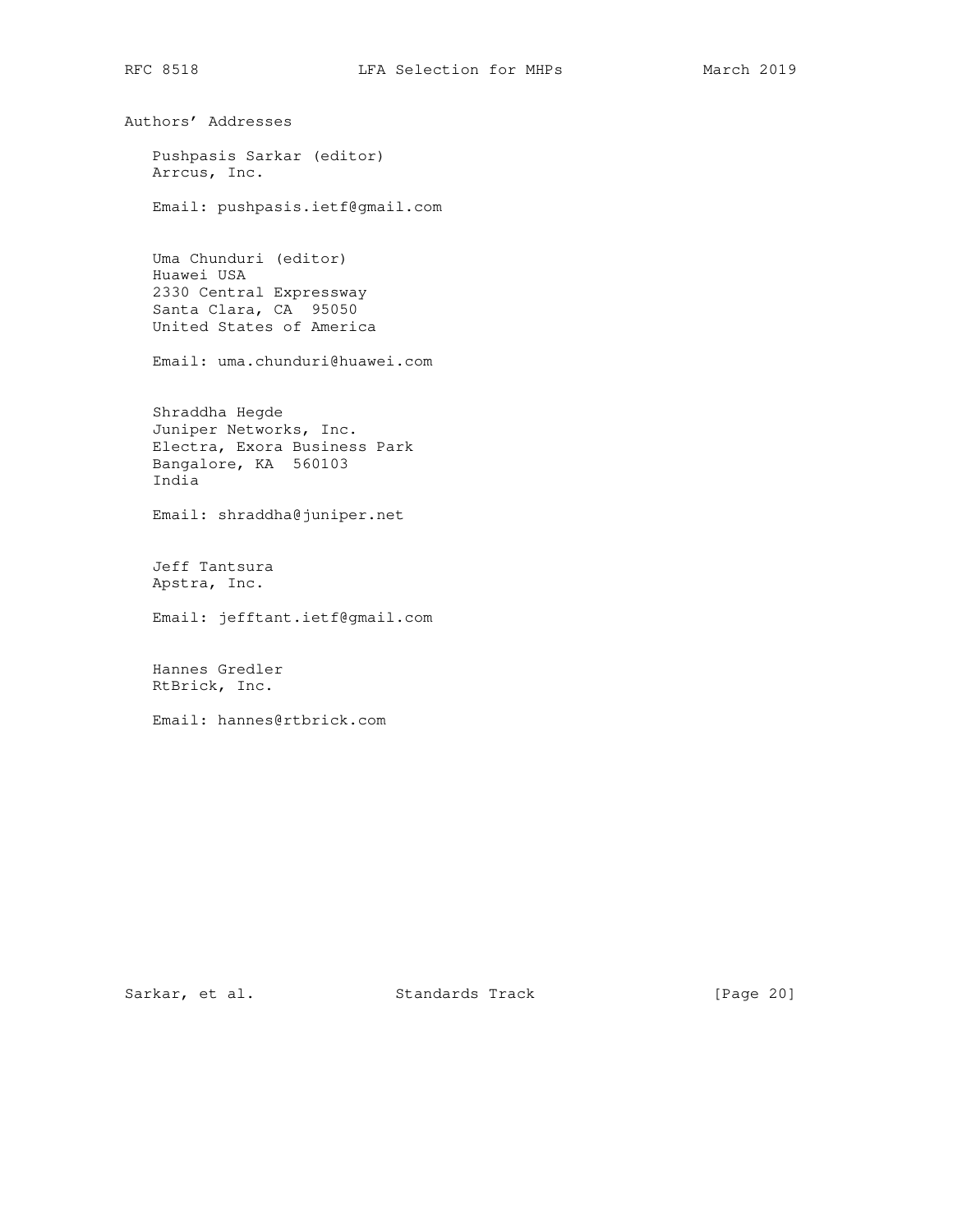# Authors' Addresses

Pushpasis Sarkar (editor)
Arrcus, Inc.

Email: pushpasis.ietf@gmail.com

Uma Chunduri (editor)
Huawei USA
2330 Central Expressway
Santa Clara, CA 95050
United States of America

Email: uma.chunduri@huawei.com

Shraddha Hegde
Juniper Networks, Inc.
Electra, Exora Business Park
Bangalore, KA 560103
India

Email: shraddha@juniper.net

Jeff Tantsura
Apstra, Inc.

Email: jefftant.ietf@gmail.com

Hannes Gredler
RtBrick, Inc.

Email: hannes@rtbrick.com